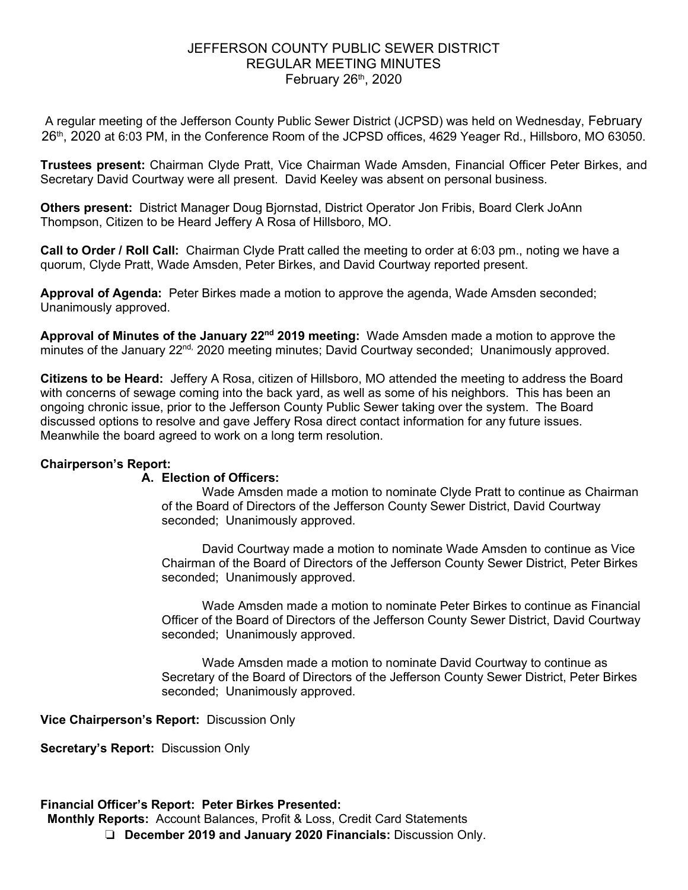# JEFFERSON COUNTY PUBLIC SEWER DISTRICT
## REGULAR MEETING MINUTES
### February 26th, 2020

A regular meeting of the Jefferson County Public Sewer District (JCPSD) was held on Wednesday, February 26th, 2020 at 6:03 PM, in the Conference Room of the JCPSD offices, 4629 Yeager Rd., Hillsboro, MO 63050.

**Trustees present:** Chairman Clyde Pratt, Vice Chairman Wade Amsden, Financial Officer Peter Birkes, and Secretary David Courtway were all present. David Keeley was absent on personal business.

**Others present:** District Manager Doug Bjornstad, District Operator Jon Fribis, Board Clerk JoAnn Thompson, Citizen to be Heard Jeffery A Rosa of Hillsboro, MO.

**Call to Order / Roll Call:** Chairman Clyde Pratt called the meeting to order at 6:03 pm., noting we have a quorum, Clyde Pratt, Wade Amsden, Peter Birkes, and David Courtway reported present.

**Approval of Agenda:** Peter Birkes made a motion to approve the agenda, Wade Amsden seconded; Unanimously approved.

**Approval of Minutes of the January 22nd 2019 meeting:** Wade Amsden made a motion to approve the minutes of the January 22nd, 2020 meeting minutes; David Courtway seconded; Unanimously approved.

**Citizens to be Heard:** Jeffery A Rosa, citizen of Hillsboro, MO attended the meeting to address the Board with concerns of sewage coming into the back yard, as well as some of his neighbors. This has been an ongoing chronic issue, prior to the Jefferson County Public Sewer taking over the system. The Board discussed options to resolve and gave Jeffery Rosa direct contact information for any future issues. Meanwhile the board agreed to work on a long term resolution.

**Chairperson's Report:**

**A. Election of Officers:**

Wade Amsden made a motion to nominate Clyde Pratt to continue as Chairman of the Board of Directors of the Jefferson County Sewer District, David Courtway seconded; Unanimously approved.

David Courtway made a motion to nominate Wade Amsden to continue as Vice Chairman of the Board of Directors of the Jefferson County Sewer District, Peter Birkes seconded; Unanimously approved.

Wade Amsden made a motion to nominate Peter Birkes to continue as Financial Officer of the Board of Directors of the Jefferson County Sewer District, David Courtway seconded; Unanimously approved.

Wade Amsden made a motion to nominate David Courtway to continue as Secretary of the Board of Directors of the Jefferson County Sewer District, Peter Birkes seconded; Unanimously approved.

**Vice Chairperson's Report:** Discussion Only

**Secretary's Report:** Discussion Only

**Financial Officer's Report: Peter Birkes Presented:**

**Monthly Reports:** Account Balances, Profit & Loss, Credit Card Statements

- **December 2019 and January 2020 Financials:** Discussion Only.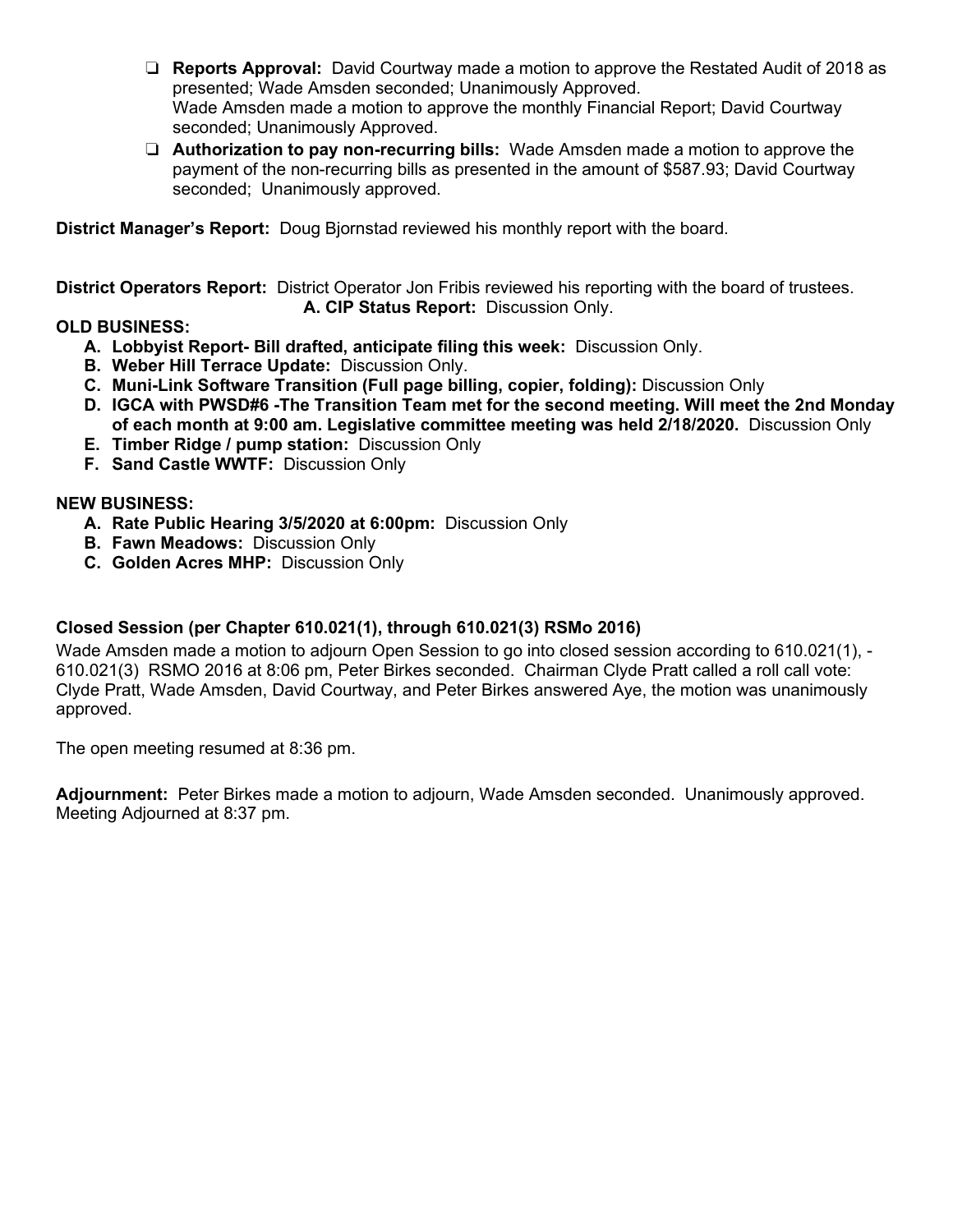- ❏ **Reports Approval:** David Courtway made a motion to approve the Restated Audit of 2018 as presented; Wade Amsden seconded; Unanimously Approved.
  Wade Amsden made a motion to approve the monthly Financial Report; David Courtway seconded; Unanimously Approved.
- ❏ **Authorization to pay non-recurring bills:** Wade Amsden made a motion to approve the payment of the non-recurring bills as presented in the amount of $587.93; David Courtway seconded; Unanimously approved.

**District Manager's Report:** Doug Bjornstad reviewed his monthly report with the board.

**District Operators Report:** District Operator Jon Fribis reviewed his reporting with the board of trustees.
**A. CIP Status Report:** Discussion Only.

**OLD BUSINESS:**

- **A. Lobbyist Report- Bill drafted, anticipate filing this week:** Discussion Only.
- **B. Weber Hill Terrace Update:** Discussion Only.
- **C. Muni-Link Software Transition (Full page billing, copier, folding):** Discussion Only
- **D. IGCA with PWSD#6 -The Transition Team met for the second meeting. Will meet the 2nd Monday of each month at 9:00 am. Legislative committee meeting was held 2/18/2020.** Discussion Only
- **E. Timber Ridge / pump station:** Discussion Only
- **F. Sand Castle WWTF:** Discussion Only

**NEW BUSINESS:**

- **A. Rate Public Hearing 3/5/2020 at 6:00pm:** Discussion Only
- **B. Fawn Meadows:** Discussion Only
- **C. Golden Acres MHP:** Discussion Only

**Closed Session (per Chapter 610.021(1), through 610.021(3) RSMo 2016)**

Wade Amsden made a motion to adjourn Open Session to go into closed session according to 610.021(1), - 610.021(3) RSMO 2016 at 8:06 pm, Peter Birkes seconded. Chairman Clyde Pratt called a roll call vote: Clyde Pratt, Wade Amsden, David Courtway, and Peter Birkes answered Aye, the motion was unanimously approved.

The open meeting resumed at 8:36 pm.

**Adjournment:** Peter Birkes made a motion to adjourn, Wade Amsden seconded. Unanimously approved. Meeting Adjourned at 8:37 pm.